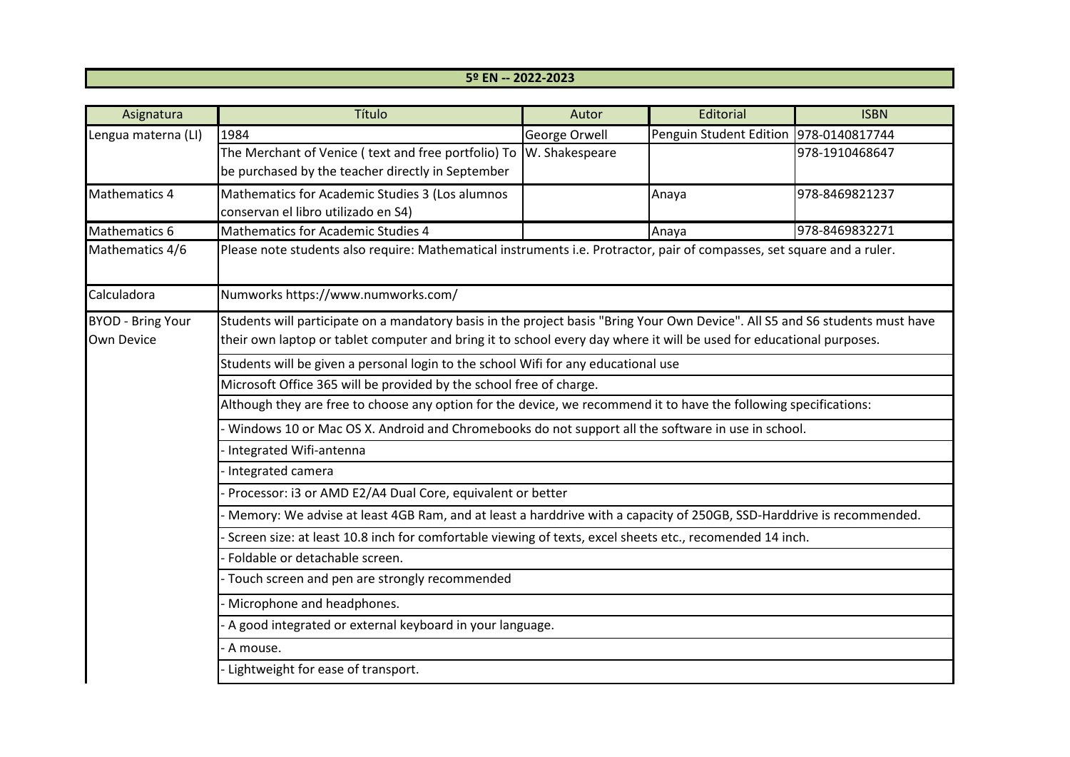# 5º EN -- 2022-2023

| Asignatura | Título | Autor | Editorial | ISBN |
| --- | --- | --- | --- | --- |
| Lengua materna (LI) | 1984 | George Orwell | Penguin Student Edition | 978-0140817744 |
| | The Merchant of Venice ( text and free portfolio) To be purchased by the teacher directly in September | W. Shakespeare | | 978-1910468647 |
| Mathematics 4 | Mathematics for Academic Studies 3 (Los alumnos conservan el libro utilizado en S4) | | Anaya | 978-8469821237 |
| Mathematics 6 | Mathematics for Academic Studies 4 | | Anaya | 978-8469832271 |
| Mathematics 4/6 | Please note students also require: Mathematical instruments i.e. Protractor, pair of compasses, set square and a ruler. | | | |
| Calculadora | Numworks https://www.numworks.com/ | | | |
| BYOD - Bring Your Own Device | Students will participate on a mandatory basis in the project basis "Bring Your Own Device". All S5 and S6 students must have their own laptop or tablet computer and bring it to school every day where it will be used for educational purposes. | | | |
| | Students will be given a personal login to the school Wifi for any educational use | | | |
| | Microsoft Office 365 will be provided by the school free of charge. | | | |
| | Although they are free to choose any option for the device, we recommend it to have the following specifications: | | | |
| | - Windows 10 or Mac OS X. Android and Chromebooks do not support all the software in use in school. | | | |
| | - Integrated Wifi-antenna | | | |
| | - Integrated camera | | | |
| | - Processor: i3 or AMD E2/A4 Dual Core, equivalent or better | | | |
| | - Memory: We advise at least 4GB Ram, and at least a harddrive with a capacity of 250GB, SSD-Harddrive is recommended. | | | |
| | - Screen size: at least 10.8 inch for comfortable viewing of texts, excel sheets etc., recomended 14 inch. | | | |
| | - Foldable or detachable screen. | | | |
| | - Touch screen and pen are strongly recommended | | | |
| | - Microphone and headphones. | | | |
| | - A good integrated or external keyboard in your language. | | | |
| | - A mouse. | | | |
| | - Lightweight for ease of transport. | | | |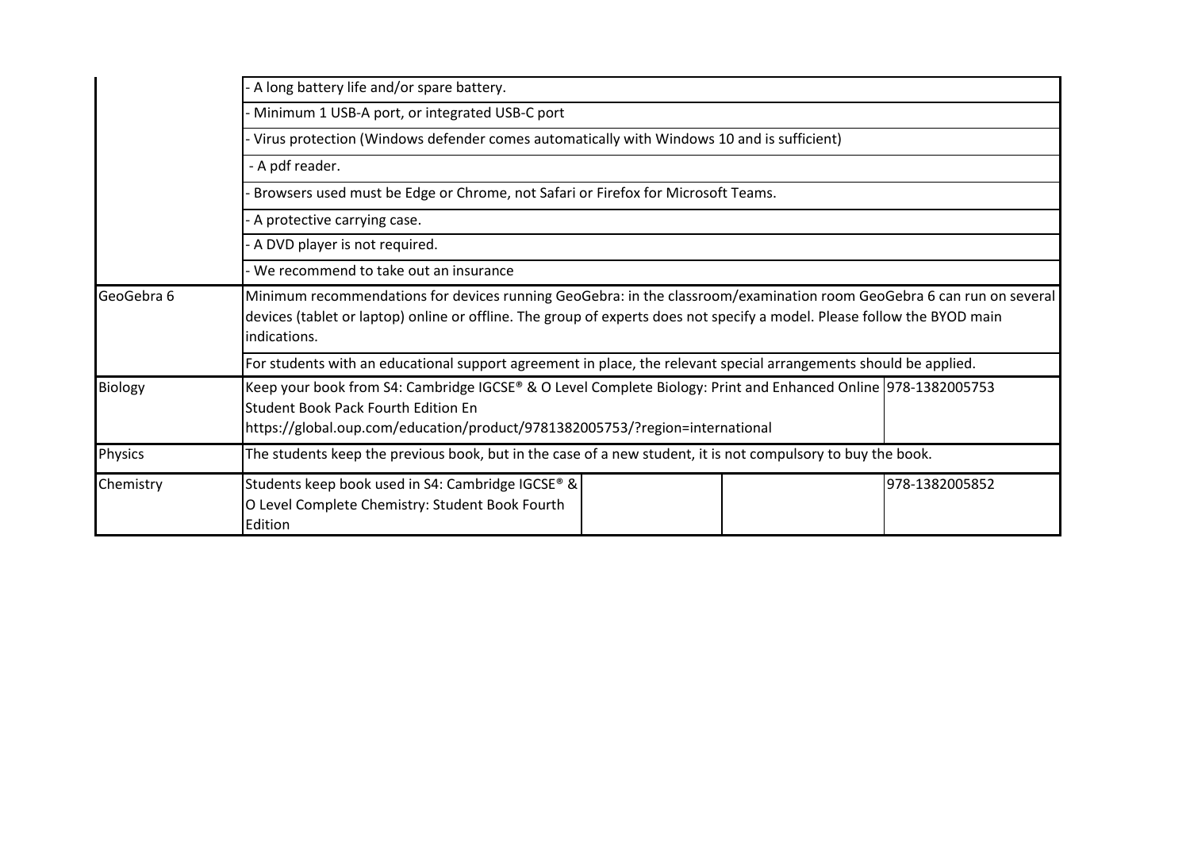| | | | | |
|---|---|---|---|---|
| | - A long battery life and/or spare battery. | | | |
| | - Minimum 1 USB-A port, or integrated USB-C port | | | |
| | - Virus protection (Windows defender comes automatically with Windows 10 and is sufficient) | | | |
| | - A pdf reader. | | | |
| | - Browsers used must be Edge or Chrome, not Safari or Firefox for Microsoft Teams. | | | |
| | - A protective carrying case. | | | |
| | - A DVD player is not required. | | | |
| | - We recommend to take out an insurance | | | |
| GeoGebra 6 | Minimum recommendations for devices running GeoGebra: in the classroom/examination room GeoGebra 6 can run on several devices (tablet or laptop) online or offline. The group of experts does not specify a model. Please follow the BYOD main indications. | | | |
| | For students with an educational support agreement in place, the relevant special arrangements should be applied. | | | |
| Biology | Keep your book from S4: Cambridge IGCSE® & O Level Complete Biology: Print and Enhanced Online Student Book Pack Fourth Edition En https://global.oup.com/education/product/9781382005753/?region=international | | | 978-1382005753 |
| Physics | The students keep the previous book, but in the case of a new student, it is not compulsory to buy the book. | | | |
| Chemistry | Students keep book used in S4: Cambridge IGCSE® & O Level Complete Chemistry: Student Book Fourth Edition | | | 978-1382005852 |